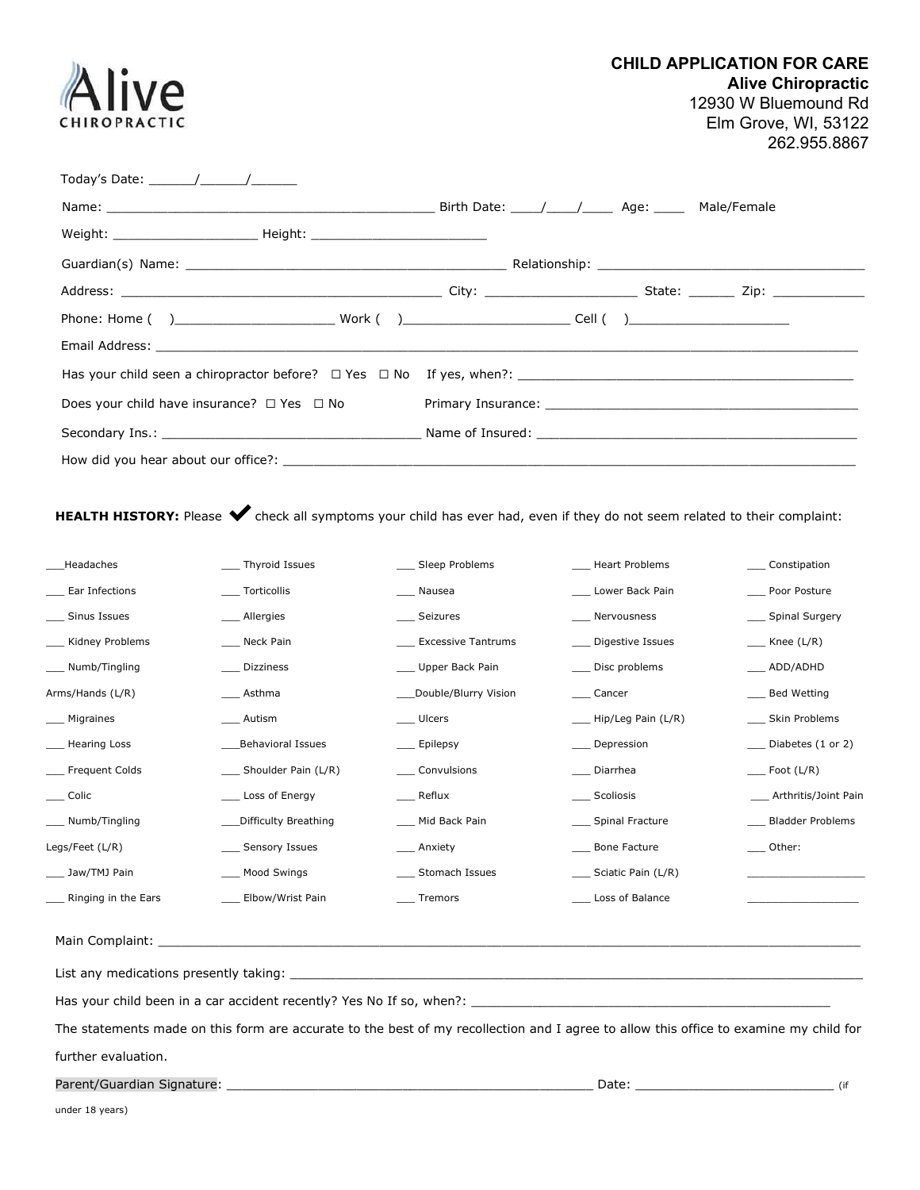Alive CHIROPRACTIC

# CHILD APPLICATION FOR CARE

**Alive Chiropractic**
12930 W Bluemound Rd
Elm Grove, WI, 53122
262.955.8867

Today's Date: ______/______/______

Name: ___________________________________________ Birth Date: ____/____/____ Age: ____ Male/Female

Weight: __________________ Height: ______________________

Guardian(s) Name: _________________________________________ Relationship: ___________________________________

Address: __________________________________________ City: ____________________ State: ______ Zip: ____________

Phone: Home (    )_____________________ Work (    )______________________ Cell (    )_____________________

Email Address: ___________________________________________________________________________________________

Has your child seen a chiropractor before? ☐ Yes ☐ No  If yes, when?: _____________________________________________

Does your child have insurance? ☐ Yes ☐ No  Primary Insurance: ________________________________________

Secondary Ins.: _________________________________ Name of Insured: _____________________________________________

How did you hear about our office?: ______________________________________________________________________

**HEALTH HISTORY:** Please ✔ check all symptoms your child has ever had, even if they do not seem related to their complaint:

| | | | | |
|---|---|---|---|---|
| ___Headaches | ___ Thyroid Issues | ___ Sleep Problems | ___ Heart Problems | ___ Constipation |
| ___ Ear Infections | ___ Torticollis | ___ Nausea | ___ Lower Back Pain | ___ Poor Posture |
| ___ Sinus Issues | ___ Allergies | ___ Seizures | ___ Nervousness | ___ Spinal Surgery |
| ___ Kidney Problems | ___ Neck Pain | ___ Excessive Tantrums | ___ Digestive Issues | ___ Knee (L/R) |
| ___ Numb/Tingling Arms/Hands (L/R) | ___ Dizziness | ___ Upper Back Pain | ___ Disc problems | ___ ADD/ADHD |
| | ___ Asthma | ___Double/Blurry Vision | ___ Cancer | ___ Bed Wetting |
| ___ Migraines | ___ Autism | ___ Ulcers | ___ Hip/Leg Pain (L/R) | ___ Skin Problems |
| ___ Hearing Loss | ___Behavioral Issues | ___ Epilepsy | ___ Depression | ___ Diabetes (1 or 2) |
| ___ Frequent Colds | ___ Shoulder Pain (L/R) | ___ Convulsions | ___ Diarrhea | ___ Foot (L/R) |
| ___ Colic | ___ Loss of Energy | ___ Reflux | ___ Scoliosis | ___ Arthritis/Joint Pain |
| ___ Numb/Tingling Legs/Feet (L/R) | ___Difficulty Breathing | ___ Mid Back Pain | ___ Spinal Fracture | ___ Bladder Problems |
| | ___ Sensory Issues | ___ Anxiety | ___ Bone Facture | ___ Other: |
| ___ Jaw/TMJ Pain | ___ Mood Swings | ___ Stomach Issues | ___ Sciatic Pain (L/R) | __________________ |
| ___ Ringing in the Ears | ___ Elbow/Wrist Pain | ___ Tremors | ___ Loss of Balance | _________________ |

Main Complaint: _________________________________________________________________________________________

List any medications presently taking: _____________________________________________________________________

Has your child been in a car accident recently? Yes No If so, when?: _______________________________________________

The statements made on this form are accurate to the best of my recollection and I agree to allow this office to examine my child for further evaluation.

Parent/Guardian Signature: _______________________________________________ Date: __________________________ (if under 18 years)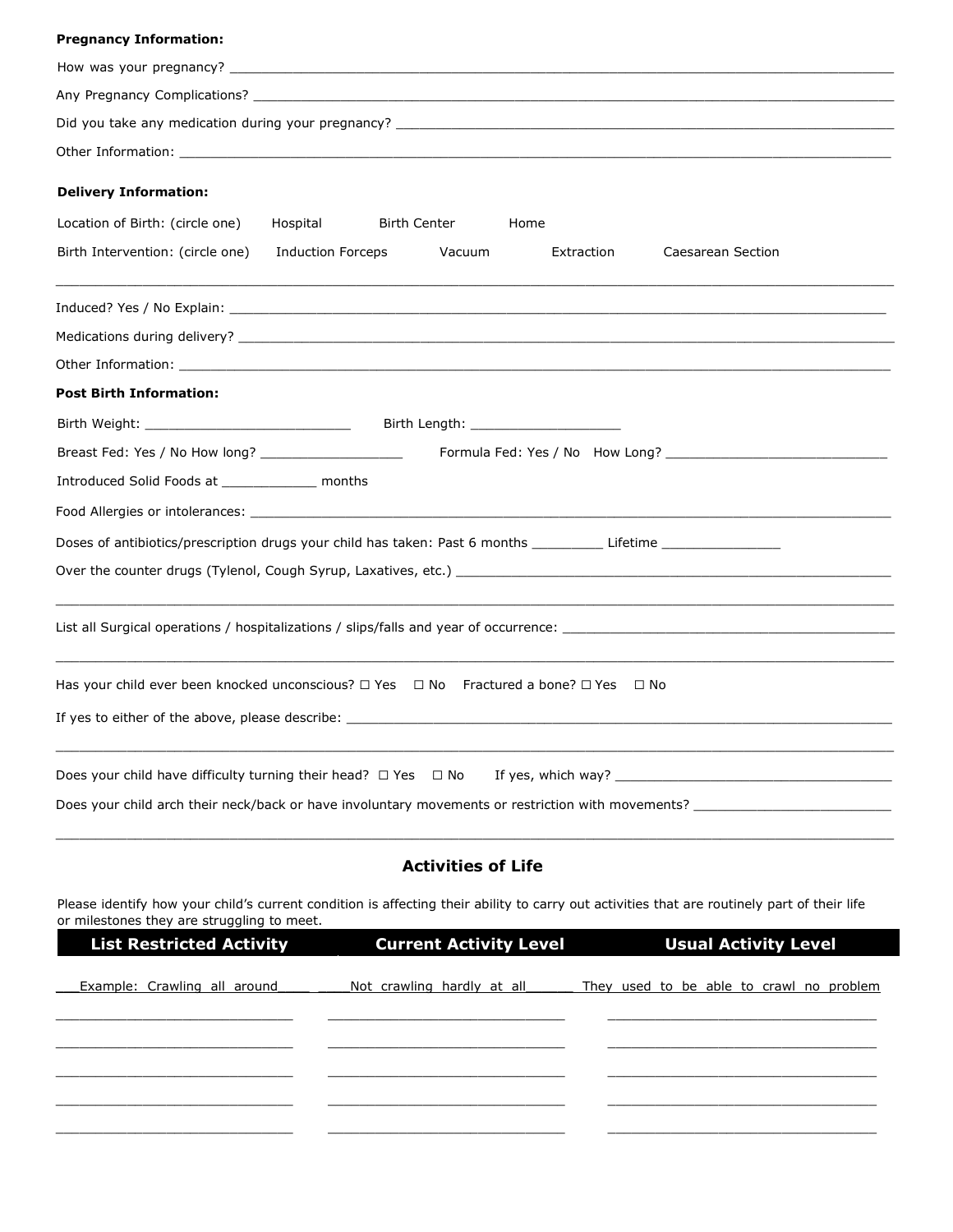**Pregnancy Information:**

How was your pregnancy? ______________________________________________________________________________

Any Pregnancy Complications? __________________________________________________________________________

Did you take any medication during your pregnancy? ______________________________________________________

Other Information: ___________________________________________________________________________________

**Delivery Information:**

Location of Birth: (circle one)  Hospital  Birth Center  Home

Birth Intervention: (circle one)  Induction Forceps  Vacuum  Extraction  Caesarean Section

______________________________________________________________________________________________

Induced? Yes / No Explain: ____________________________________________________________________________

Medications during delivery? ___________________________________________________________________________

Other Information: ___________________________________________________________________________________

**Post Birth Information:**

Birth Weight: __________________________  Birth Length: ____________________

Breast Fed: Yes / No How long? ___________________  Formula Fed: Yes / No  How Long? ____________________________

Introduced Solid Foods at _____________ months

Food Allergies or intolerances: __________________________________________________________________________

Doses of antibiotics/prescription drugs your child has taken: Past 6 months _________ Lifetime _______________

Over the counter drugs (Tylenol, Cough Syrup, Laxatives, etc.) ________________________________________________

______________________________________________________________________________________________

List all Surgical operations / hospitalizations / slips/falls and year of occurrence: _____________________________________

______________________________________________________________________________________________

Has your child ever been knocked unconscious? ☐ Yes  ☐ No  Fractured a bone? ☐ Yes  ☐ No

If yes to either of the above, please describe: ______________________________________________________________

______________________________________________________________________________________________

Does your child have difficulty turning their head? ☐ Yes  ☐ No  If yes, which way? ___________________________________

Does your child arch their neck/back or have involuntary movements or restriction with movements? _________________________

______________________________________________________________________________________________

## Activities of Life

Please identify how your child's current condition is affecting their ability to carry out activities that are routinely part of their life or milestones they are struggling to meet.

| List Restricted Activity | Current Activity Level | Usual Activity Level |
|---|---|---|
| Example: Crawling all around | Not crawling hardly at all | They used to be able to crawl no problem |
| | | |
| | | |
| | | |
| | | |
| | | |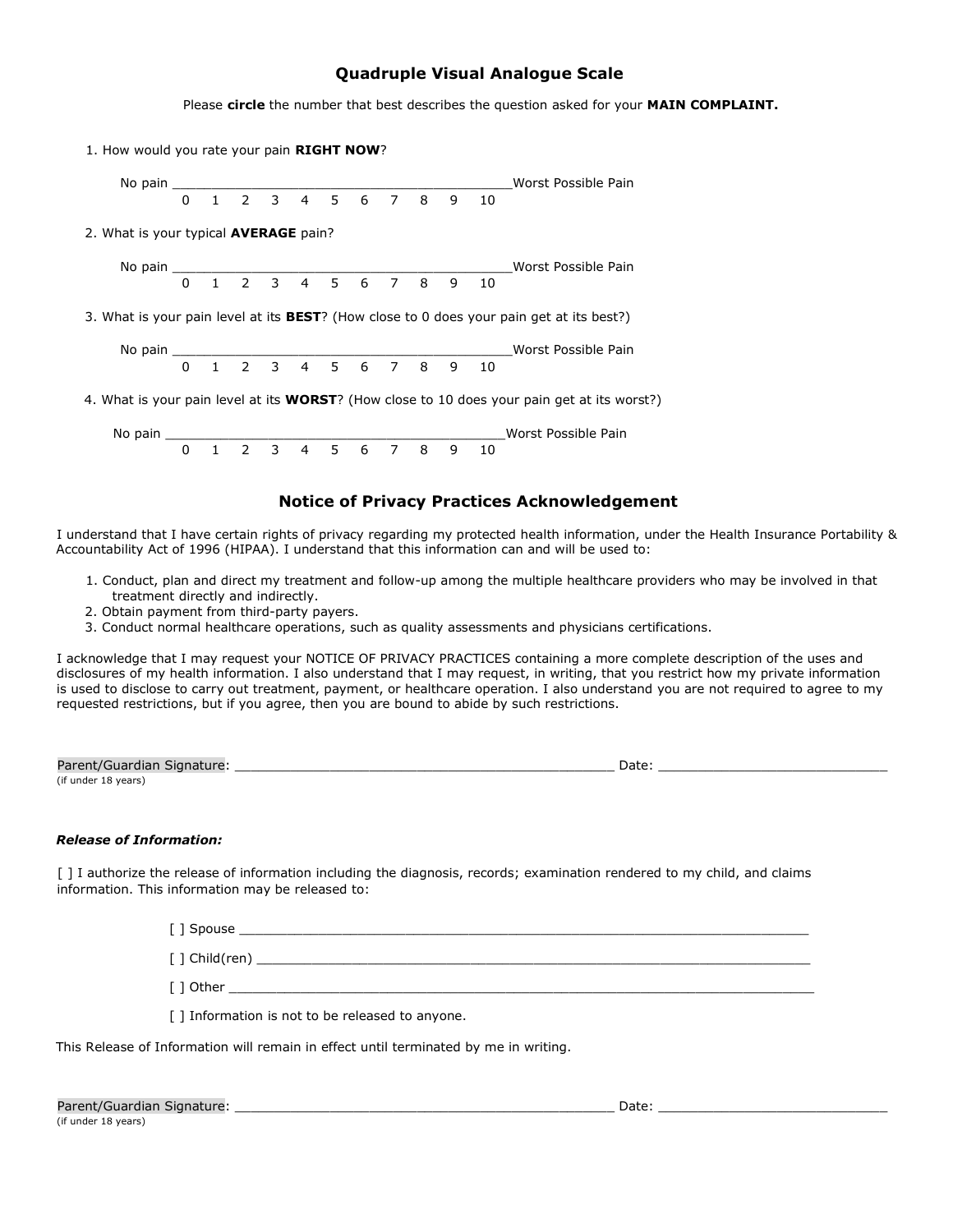## Quadruple Visual Analogue Scale

Please **circle** the number that best describes the question asked for your **MAIN COMPLAINT.**

1. How would you rate your pain **RIGHT NOW**?

   No pain ___________________________________________Worst Possible Pain
   0 1 2 3 4 5 6 7 8 9 10

2. What is your typical **AVERAGE** pain?

   No pain ___________________________________________Worst Possible Pain
   0 1 2 3 4 5 6 7 8 9 10

3. What is your pain level at its **BEST**? (How close to 0 does your pain get at its best?)

   No pain ___________________________________________Worst Possible Pain
   0 1 2 3 4 5 6 7 8 9 10

4. What is your pain level at its **WORST**? (How close to 10 does your pain get at its worst?)

   No pain ___________________________________________Worst Possible Pain
   0 1 2 3 4 5 6 7 8 9 10

## Notice of Privacy Practices Acknowledgement

I understand that I have certain rights of privacy regarding my protected health information, under the Health Insurance Portability & Accountability Act of 1996 (HIPAA). I understand that this information can and will be used to:

1. Conduct, plan and direct my treatment and follow-up among the multiple healthcare providers who may be involved in that treatment directly and indirectly.
2. Obtain payment from third-party payers.
3. Conduct normal healthcare operations, such as quality assessments and physicians certifications.

I acknowledge that I may request your NOTICE OF PRIVACY PRACTICES containing a more complete description of the uses and disclosures of my health information. I also understand that I may request, in writing, that you restrict how my private information is used to disclose to carry out treatment, payment, or healthcare operation. I also understand you are not required to agree to my requested restrictions, but if you agree, then you are bound to abide by such restrictions.

Parent/Guardian Signature: ________________________________________________ Date: _____________________________
(if under 18 years)

***Release of Information:***

[ ] I authorize the release of information including the diagnosis, records; examination rendered to my child, and claims information. This information may be released to:

[ ] Spouse ________________________________________________________________________

[ ] Child(ren) ______________________________________________________________________

[ ] Other _________________________________________________________________________

[ ] Information is not to be released to anyone.

This Release of Information will remain in effect until terminated by me in writing.

Parent/Guardian Signature: ________________________________________________ Date: _____________________________
(if under 18 years)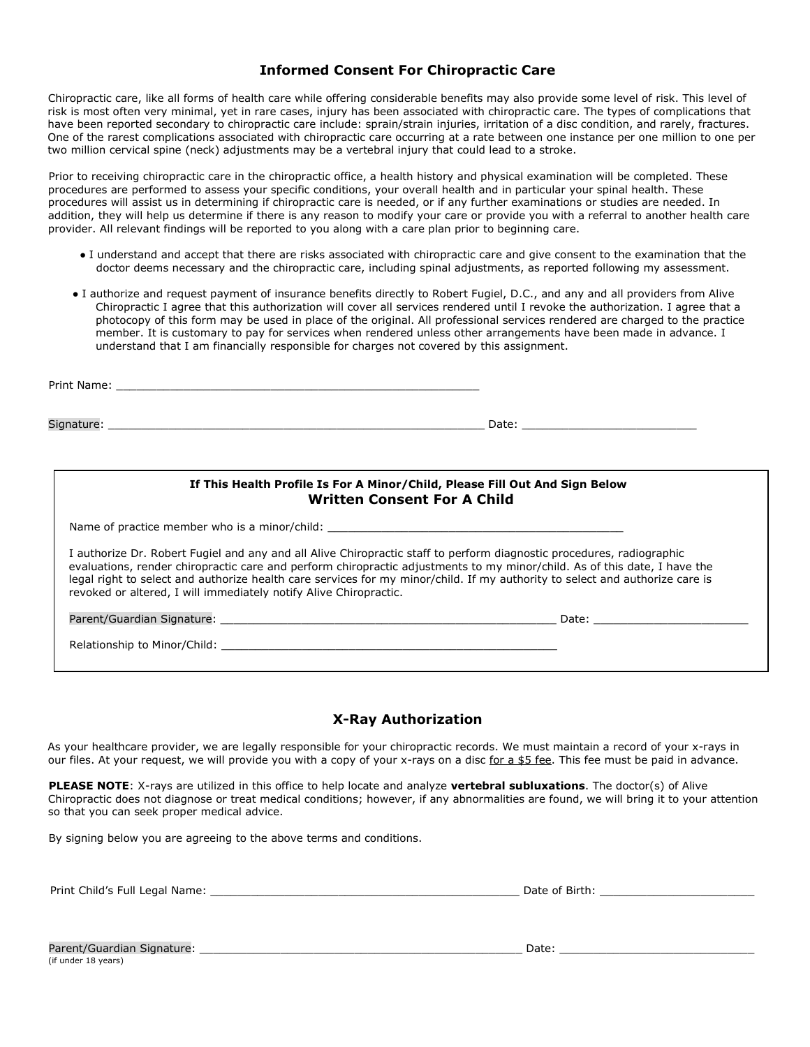## Informed Consent For Chiropractic Care

Chiropractic care, like all forms of health care while offering considerable benefits may also provide some level of risk. This level of risk is most often very minimal, yet in rare cases, injury has been associated with chiropractic care. The types of complications that have been reported secondary to chiropractic care include: sprain/strain injuries, irritation of a disc condition, and rarely, fractures. One of the rarest complications associated with chiropractic care occurring at a rate between one instance per one million to one per two million cervical spine (neck) adjustments may be a vertebral injury that could lead to a stroke.

Prior to receiving chiropractic care in the chiropractic office, a health history and physical examination will be completed. These procedures are performed to assess your specific conditions, your overall health and in particular your spinal health. These procedures will assist us in determining if chiropractic care is needed, or if any further examinations or studies are needed. In addition, they will help us determine if there is any reason to modify your care or provide you with a referral to another health care provider. All relevant findings will be reported to you along with a care plan prior to beginning care.

- I understand and accept that there are risks associated with chiropractic care and give consent to the examination that the doctor deems necessary and the chiropractic care, including spinal adjustments, as reported following my assessment.
- I authorize and request payment of insurance benefits directly to Robert Fugiel, D.C., and any and all providers from Alive Chiropractic I agree that this authorization will cover all services rendered until I revoke the authorization. I agree that a photocopy of this form may be used in place of the original. All professional services rendered are charged to the practice member. It is customary to pay for services when rendered unless other arrangements have been made in advance. I understand that I am financially responsible for charges not covered by this assignment.

Print Name: _______________________________________________________

Signature: ________________________________________________________ Date: __________________________

**If This Health Profile Is For A Minor/Child, Please Fill Out And Sign Below**

### Written Consent For A Child

Name of practice member who is a minor/child: ____________________________________________

I authorize Dr. Robert Fugiel and any and all Alive Chiropractic staff to perform diagnostic procedures, radiographic evaluations, render chiropractic care and perform chiropractic adjustments to my minor/child. As of this date, I have the legal right to select and authorize health care services for my minor/child. If my authority to select and authorize care is revoked or altered, I will immediately notify Alive Chiropractic.

Parent/Guardian Signature: ____________________________________________________ Date: _______________________

Relationship to Minor/Child: ____________________________________________________

## X-Ray Authorization

As your healthcare provider, we are legally responsible for your chiropractic records. We must maintain a record of your x-rays in our files. At your request, we will provide you with a copy of your x-rays on a disc for a $5 fee. This fee must be paid in advance.

**PLEASE NOTE**: X-rays are utilized in this office to help locate and analyze **vertebral subluxations**. The doctor(s) of Alive Chiropractic does not diagnose or treat medical conditions; however, if any abnormalities are found, we will bring it to your attention so that you can seek proper medical advice.

By signing below you are agreeing to the above terms and conditions.

Print Child's Full Legal Name: ______________________________________________ Date of Birth: _______________________

Parent/Guardian Signature: _________________________________________________ Date: _____________________________
(if under 18 years)